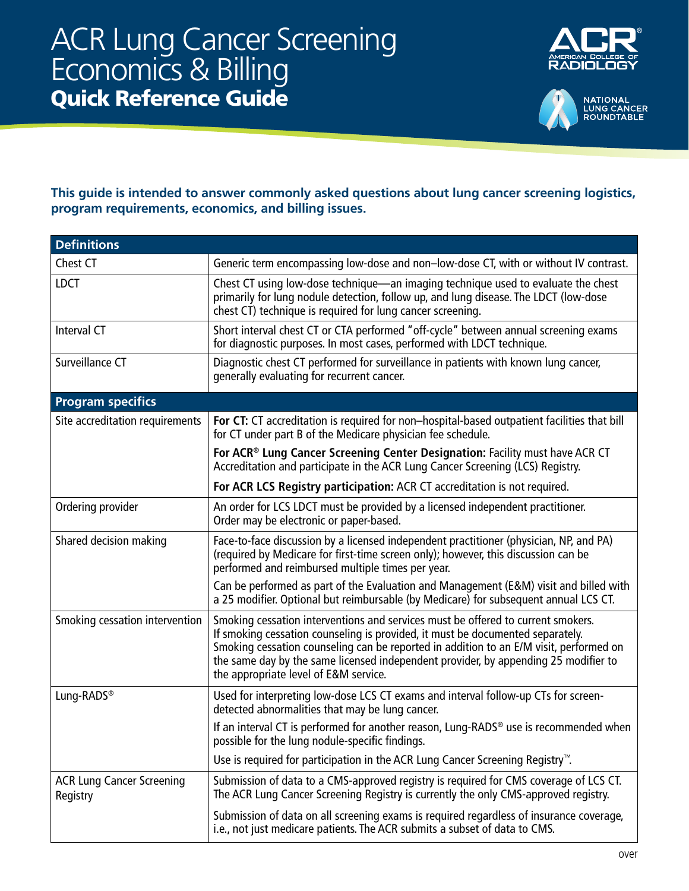# ACR Lung Cancer Screening Economics & Billing

## Quick Reference Guide

**This guide is intended to answer commonly asked questions about lung cancer screening logistics, program requirements, economics, and billing issues.**

| Definitions | |
|---|---|
| Chest CT | Generic term encompassing low-dose and non–low-dose CT, with or without IV contrast. |
| LDCT | Chest CT using low-dose technique—an imaging technique used to evaluate the chest primarily for lung nodule detection, follow up, and lung disease. The LDCT (low-dose chest CT) technique is required for lung cancer screening. |
| Interval CT | Short interval chest CT or CTA performed "off-cycle" between annual screening exams for diagnostic purposes. In most cases, performed with LDCT technique. |
| Surveillance CT | Diagnostic chest CT performed for surveillance in patients with known lung cancer, generally evaluating for recurrent cancer. |
| **Program specifics** | |
| Site accreditation requirements | **For CT:** CT accreditation is required for non–hospital-based outpatient facilities that bill for CT under part B of the Medicare physician fee schedule.<br><br>**For ACR® Lung Cancer Screening Center Designation:** Facility must have ACR CT Accreditation and participate in the ACR Lung Cancer Screening (LCS) Registry.<br><br>**For ACR LCS Registry participation:** ACR CT accreditation is not required. |
| Ordering provider | An order for LCS LDCT must be provided by a licensed independent practitioner. Order may be electronic or paper-based. |
| Shared decision making | Face-to-face discussion by a licensed independent practitioner (physician, NP, and PA) (required by Medicare for first-time screen only); however, this discussion can be performed and reimbursed multiple times per year.<br><br>Can be performed as part of the Evaluation and Management (E&M) visit and billed with a 25 modifier. Optional but reimbursable (by Medicare) for subsequent annual LCS CT. |
| Smoking cessation intervention | Smoking cessation interventions and services must be offered to current smokers. If smoking cessation counseling is provided, it must be documented separately. Smoking cessation counseling can be reported in addition to an E/M visit, performed on the same day by the same licensed independent provider, by appending 25 modifier to the appropriate level of E&M service. |
| Lung-RADS® | Used for interpreting low-dose LCS CT exams and interval follow-up CTs for screen-detected abnormalities that may be lung cancer.<br><br>If an interval CT is performed for another reason, Lung-RADS® use is recommended when possible for the lung nodule-specific findings.<br><br>Use is required for participation in the ACR Lung Cancer Screening Registry™. |
| ACR Lung Cancer Screening Registry | Submission of data to a CMS-approved registry is required for CMS coverage of LCS CT. The ACR Lung Cancer Screening Registry is currently the only CMS-approved registry.<br><br>Submission of data on all screening exams is required regardless of insurance coverage, i.e., not just medicare patients. The ACR submits a subset of data to CMS. |

over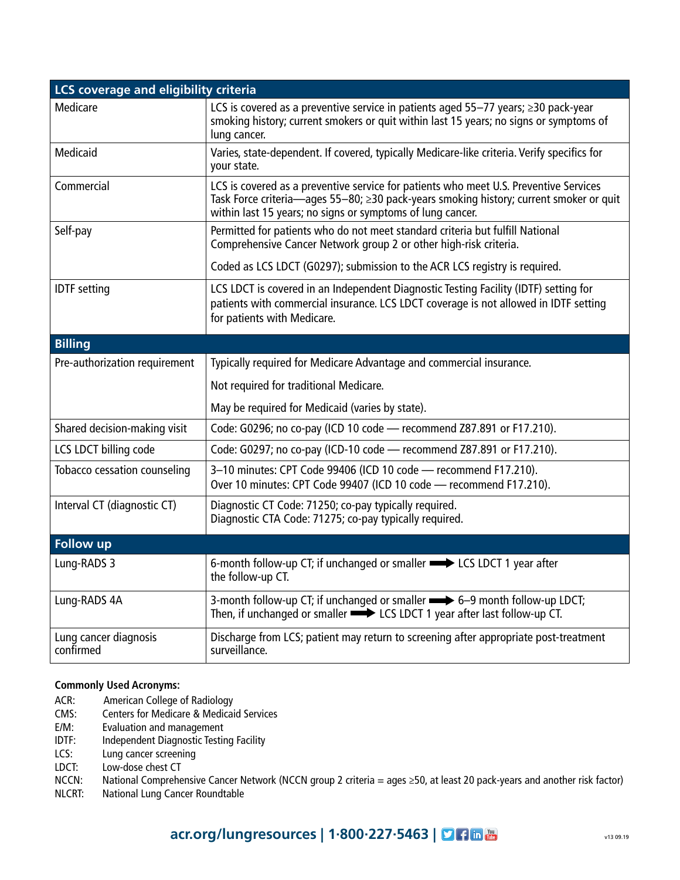| LCS coverage and eligibility criteria | |
|---|---|
| Medicare | LCS is covered as a preventive service in patients aged 55–77 years; ≥30 pack-year smoking history; current smokers or quit within last 15 years; no signs or symptoms of lung cancer. |
| Medicaid | Varies, state-dependent. If covered, typically Medicare-like criteria. Verify specifics for your state. |
| Commercial | LCS is covered as a preventive service for patients who meet U.S. Preventive Services Task Force criteria—ages 55–80; ≥30 pack-years smoking history; current smoker or quit within last 15 years; no signs or symptoms of lung cancer. |
| Self-pay | Permitted for patients who do not meet standard criteria but fulfill National Comprehensive Cancer Network group 2 or other high-risk criteria.<br><br>Coded as LCS LDCT (G0297); submission to the ACR LCS registry is required. |
| IDTF setting | LCS LDCT is covered in an Independent Diagnostic Testing Facility (IDTF) setting for patients with commercial insurance. LCS LDCT coverage is not allowed in IDTF setting for patients with Medicare. |
| **Billing** | |
| Pre-authorization requirement | Typically required for Medicare Advantage and commercial insurance.<br><br>Not required for traditional Medicare.<br><br>May be required for Medicaid (varies by state). |
| Shared decision-making visit | Code: G0296; no co-pay (ICD 10 code — recommend Z87.891 or F17.210). |
| LCS LDCT billing code | Code: G0297; no co-pay (ICD-10 code — recommend Z87.891 or F17.210). |
| Tobacco cessation counseling | 3–10 minutes: CPT Code 99406 (ICD 10 code — recommend F17.210).<br>Over 10 minutes: CPT Code 99407 (ICD 10 code — recommend F17.210). |
| Interval CT (diagnostic CT) | Diagnostic CT Code: 71250; co-pay typically required.<br>Diagnostic CTA Code: 71275; co-pay typically required. |
| **Follow up** | |
| Lung-RADS 3 | 6-month follow-up CT; if unchanged or smaller ➡ LCS LDCT 1 year after the follow-up CT. |
| Lung-RADS 4A | 3-month follow-up CT; if unchanged or smaller ➡ 6–9 month follow-up LDCT; Then, if unchanged or smaller ➡ LCS LDCT 1 year after last follow-up CT. |
| Lung cancer diagnosis confirmed | Discharge from LCS; patient may return to screening after appropriate post-treatment surveillance. |

**Commonly Used Acronyms:**

ACR: American College of Radiology
CMS: Centers for Medicare & Medicaid Services
E/M: Evaluation and management
IDTF: Independent Diagnostic Testing Facility
LCS: Lung cancer screening
LDCT: Low-dose chest CT
NCCN: National Comprehensive Cancer Network (NCCN group 2 criteria = ages ≥50, at least 20 pack-years and another risk factor)
NLCRT: National Lung Cancer Roundtable

**acr.org/lungresources | 1·800·227·5463 |**

v13 09.19